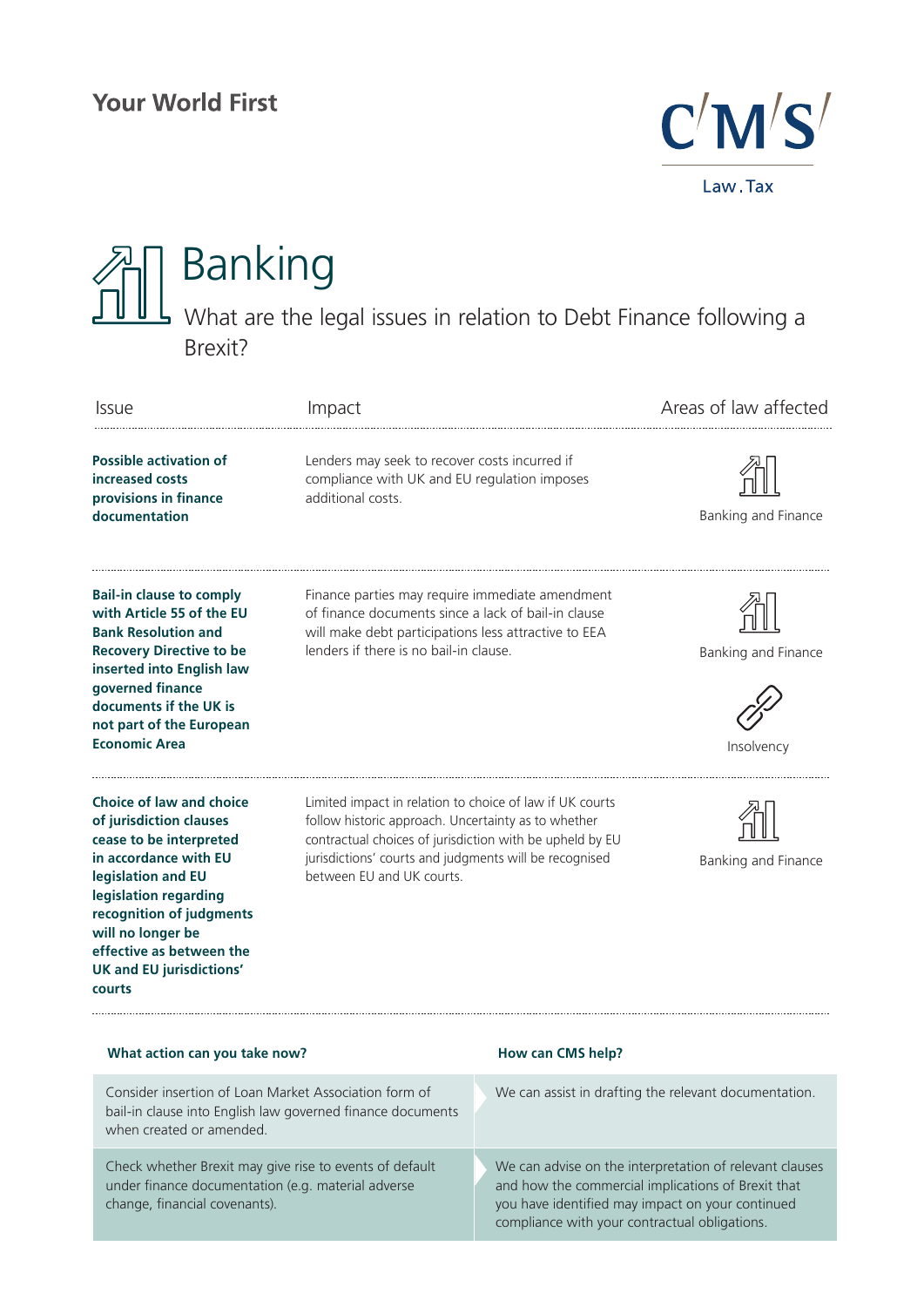Your World First

CMS Law.Tax

# Banking

## What are the legal issues in relation to Debt Finance following a Brexit?

| Issue | Impact | Areas of law affected |
| --- | --- | --- |
| **Possible activation of increased costs provisions in finance documentation** | Lenders may seek to recover costs incurred if compliance with UK and EU regulation imposes additional costs. | Banking and Finance |
| **Bail-in clause to comply with Article 55 of the EU Bank Resolution and Recovery Directive to be inserted into English law governed finance documents if the UK is not part of the European Economic Area** | Finance parties may require immediate amendment of finance documents since a lack of bail-in clause will make debt participations less attractive to EEA lenders if there is no bail-in clause. | Banking and Finance; Insolvency |
| **Choice of law and choice of jurisdiction clauses cease to be interpreted in accordance with EU legislation and EU legislation regarding recognition of judgments will no longer be effective as between the UK and EU jurisdictions' courts** | Limited impact in relation to choice of law if UK courts follow historic approach. Uncertainty as to whether contractual choices of jurisdiction with be upheld by EU jurisdictions' courts and judgments will be recognised between EU and UK courts. | Banking and Finance |

| What action can you take now? | How can CMS help? |
| --- | --- |
| Consider insertion of Loan Market Association form of bail-in clause into English law governed finance documents when created or amended. | We can assist in drafting the relevant documentation. |
| Check whether Brexit may give rise to events of default under finance documentation (e.g. material adverse change, financial covenants). | We can advise on the interpretation of relevant clauses and how the commercial implications of Brexit that you have identified may impact on your continued compliance with your contractual obligations. |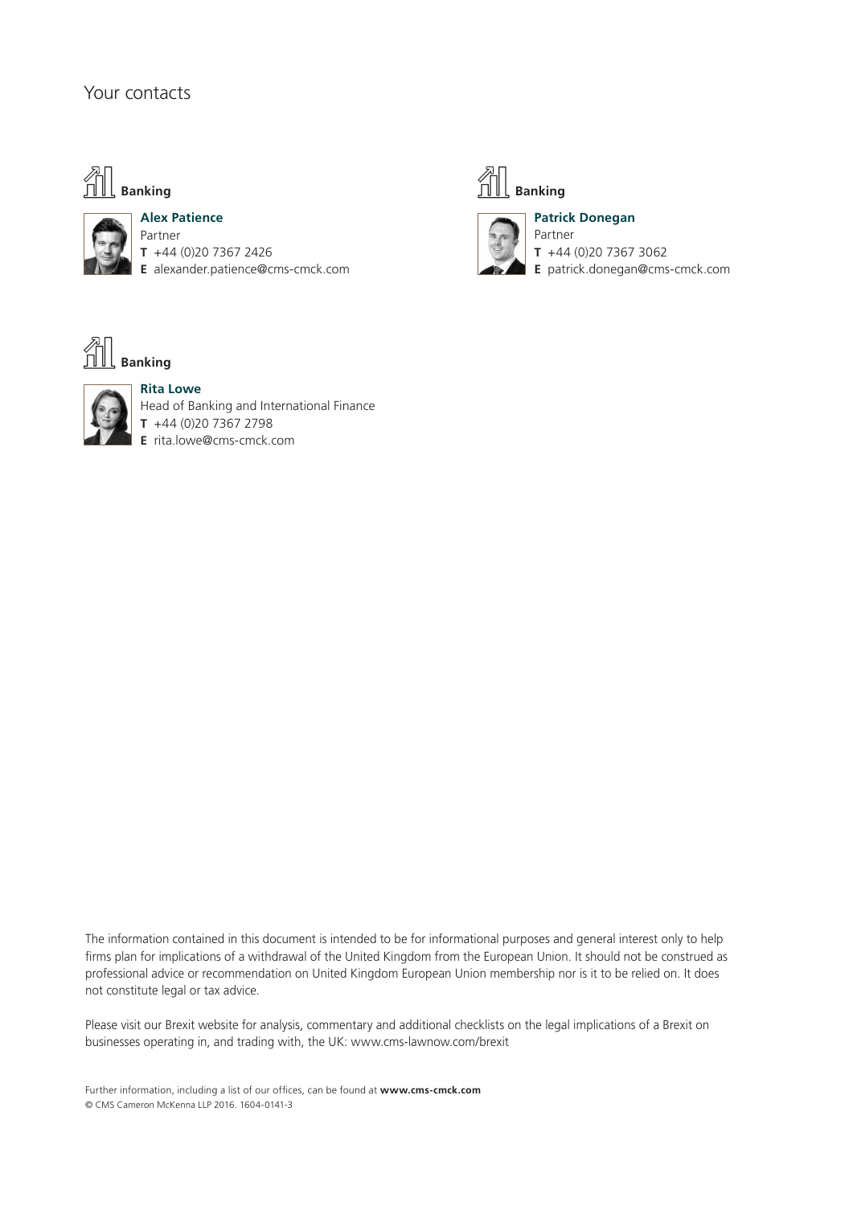## Your contacts

### Banking

**Alex Patience**
Partner
**T** +44 (0)20 7367 2426
**E** alexander.patience@cms-cmck.com

### Banking

**Patrick Donegan**
Partner
**T** +44 (0)20 7367 3062
**E** patrick.donegan@cms-cmck.com

### Banking

**Rita Lowe**
Head of Banking and International Finance
**T** +44 (0)20 7367 2798
**E** rita.lowe@cms-cmck.com

The information contained in this document is intended to be for informational purposes and general interest only to help firms plan for implications of a withdrawal of the United Kingdom from the European Union. It should not be construed as professional advice or recommendation on United Kingdom European Union membership nor is it to be relied on. It does not constitute legal or tax advice.

Please visit our Brexit website for analysis, commentary and additional checklists on the legal implications of a Brexit on businesses operating in, and trading with, the UK: www.cms-lawnow.com/brexit

Further information, including a list of our offices, can be found at **www.cms-cmck.com**
© CMS Cameron McKenna LLP 2016. 1604-0141-3